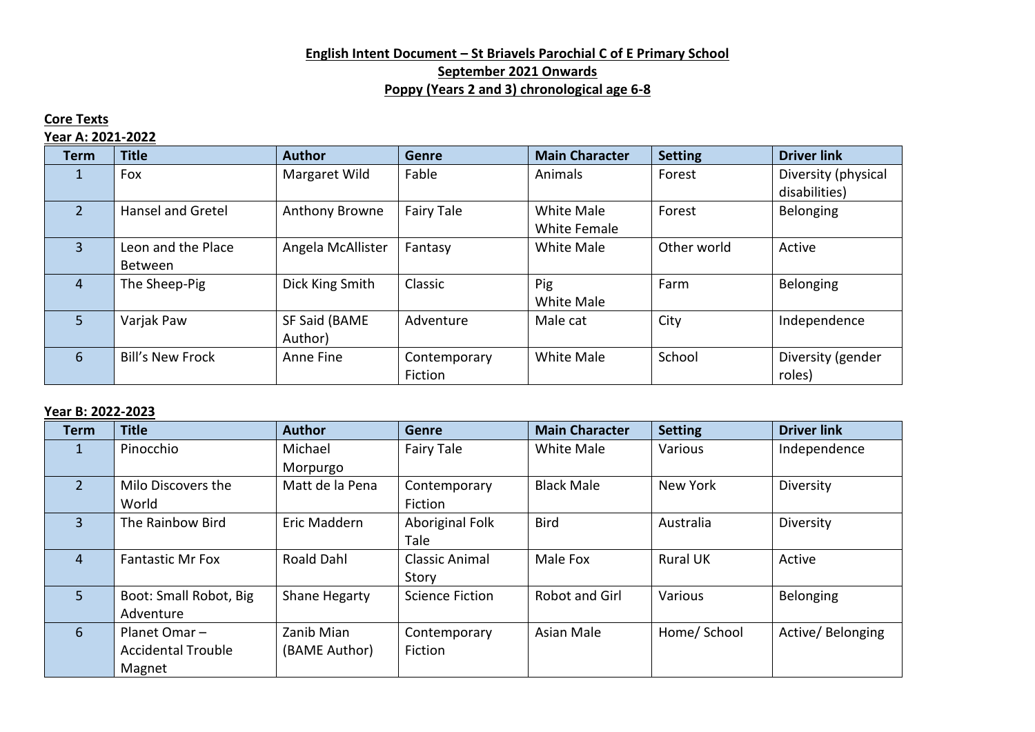# English Intent Document – St Briavels Parochial C of E Primary School

## September 2021 Onwards

## Poppy (Years 2 and 3) chronological age 6-8

**Core Texts**

**Year A: 2021-2022**

| Term | Title | Author | Genre | Main Character | Setting | Driver link |
|---|---|---|---|---|---|---|
| 1 | Fox | Margaret Wild | Fable | Animals | Forest | Diversity (physical disabilities) |
| 2 | Hansel and Gretel | Anthony Browne | Fairy Tale | White Male White Female | Forest | Belonging |
| 3 | Leon and the Place Between | Angela McAllister | Fantasy | White Male | Other world | Active |
| 4 | The Sheep-Pig | Dick King Smith | Classic | Pig White Male | Farm | Belonging |
| 5 | Varjak Paw | SF Said (BAME Author) | Adventure | Male cat | City | Independence |
| 6 | Bill's New Frock | Anne Fine | Contemporary Fiction | White Male | School | Diversity (gender roles) |

**Year B: 2022-2023**

| Term | Title | Author | Genre | Main Character | Setting | Driver link |
|---|---|---|---|---|---|---|
| 1 | Pinocchio | Michael Morpurgo | Fairy Tale | White Male | Various | Independence |
| 2 | Milo Discovers the World | Matt de la Pena | Contemporary Fiction | Black Male | New York | Diversity |
| 3 | The Rainbow Bird | Eric Maddern | Aboriginal Folk Tale | Bird | Australia | Diversity |
| 4 | Fantastic Mr Fox | Roald Dahl | Classic Animal Story | Male Fox | Rural UK | Active |
| 5 | Boot: Small Robot, Big Adventure | Shane Hegarty | Science Fiction | Robot and Girl | Various | Belonging |
| 6 | Planet Omar – Accidental Trouble Magnet | Zanib Mian (BAME Author) | Contemporary Fiction | Asian Male | Home/ School | Active/ Belonging |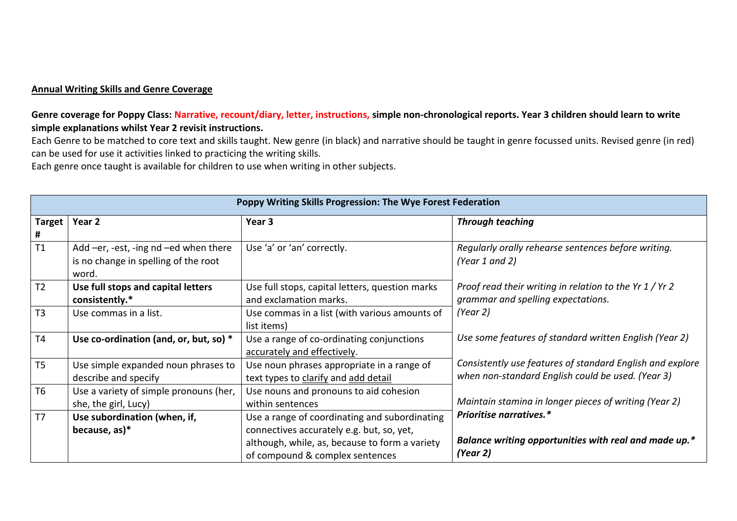**Annual Writing Skills and Genre Coverage**

**Genre coverage for Poppy Class: Narrative, recount/diary, letter, instructions, simple non-chronological reports. Year 3 children should learn to write simple explanations whilst Year 2 revisit instructions.**

Each Genre to be matched to core text and skills taught. New genre (in black) and narrative should be taught in genre focussed units. Revised genre (in red) can be used for use it activities linked to practicing the writing skills.

Each genre once taught is available for children to use when writing in other subjects.

| Poppy Writing Skills Progression: The Wye Forest Federation | | | |
|---|---|---|---|
| **Target #** | **Year 2** | **Year 3** | ***Through teaching*** |
| T1 | Add –er, -est, -ing nd –ed when there is no change in spelling of the root word. | Use 'a' or 'an' correctly. | *Regularly orally rehearse sentences before writing. (Year 1 and 2)*<br><br>*Proof read their writing in relation to the Yr 1 / Yr 2 grammar and spelling expectations. (Year 2)*<br><br>*Use some features of standard written English (Year 2)*<br><br>*Consistently use features of standard English and explore when non-standard English could be used. (Year 3)*<br><br>*Maintain stamina in longer pieces of writing (Year 2)* ***Prioritise narratives.****<br><br>***Balance writing opportunities with real and made up.* (Year 2)*** |
| T2 | **Use full stops and capital letters consistently.*** | Use full stops, capital letters, question marks and exclamation marks. | |
| T3 | Use commas in a list. | Use commas in a list (with various amounts of list items) | |
| T4 | **Use co-ordination (and, or, but, so) *** | Use a range of co-ordinating conjunctions accurately and effectively. | |
| T5 | Use simple expanded noun phrases to describe and specify | Use noun phrases appropriate in a range of text types to clarify and add detail | |
| T6 | Use a variety of simple pronouns (her, she, the girl, Lucy) | Use nouns and pronouns to aid cohesion within sentences | |
| T7 | **Use subordination (when, if, because, as)*** | Use a range of coordinating and subordinating connectives accurately e.g. but, so, yet, although, while, as, because to form a variety of compound & complex sentences | |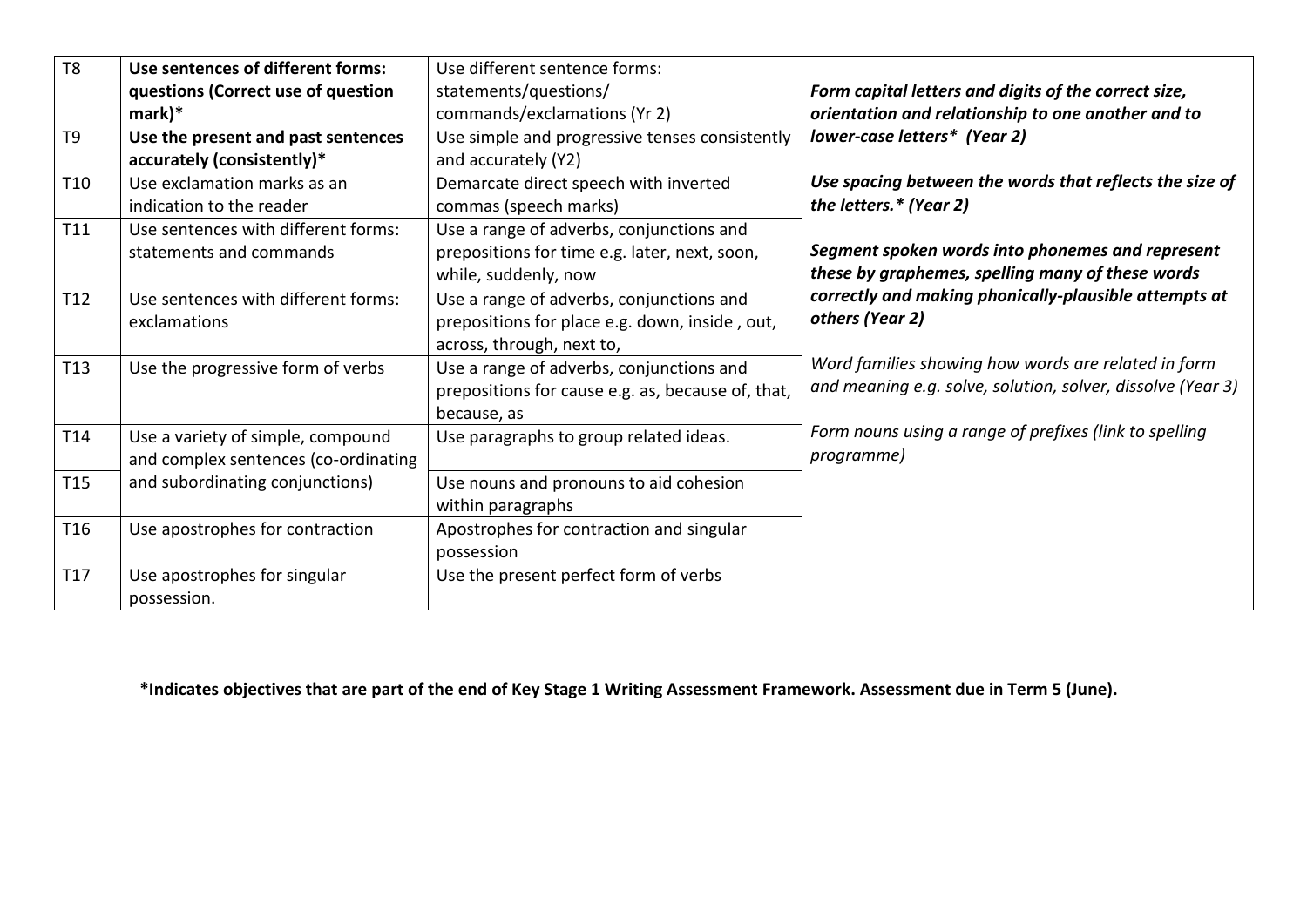| T8 | **Use sentences of different forms: questions (Correct use of question mark)*** | Use different sentence forms: statements/questions/ commands/exclamations (Yr 2) | ***Form capital letters and digits of the correct size, orientation and relationship to one another and to lower-case letters*  (Year 2)*** |
|---|---|---|---|
| T9 | **Use the present and past sentences accurately (consistently)*** | Use simple and progressive tenses consistently and accurately (Y2) | ***Use spacing between the words that reflects the size of the letters.* (Year 2)*** |
| T10 | Use exclamation marks as an indication to the reader | Demarcate direct speech with inverted commas (speech marks) | ***Segment spoken words into phonemes and represent these by graphemes, spelling many of these words correctly and making phonically-plausible attempts at others (Year 2)*** |
| T11 | Use sentences with different forms: statements and commands | Use a range of adverbs, conjunctions and prepositions for time e.g. later, next, soon, while, suddenly, now | *Word families showing how words are related in form and meaning e.g. solve, solution, solver, dissolve (Year 3)* |
| T12 | Use sentences with different forms: exclamations | Use a range of adverbs, conjunctions and prepositions for place e.g. down, inside , out, across, through, next to, | *Form nouns using a range of prefixes (link to spelling programme)* |
| T13 | Use the progressive form of verbs | Use a range of adverbs, conjunctions and prepositions for cause e.g. as, because of, that, because, as | |
| T14 | Use a variety of simple, compound and complex sentences (co-ordinating and subordinating conjunctions) | Use paragraphs to group related ideas. | |
| T15 | | Use nouns and pronouns to aid cohesion within paragraphs | |
| T16 | Use apostrophes for contraction | Apostrophes for contraction and singular possession | |
| T17 | Use apostrophes for singular possession. | Use the present perfect form of verbs | |

***Indicates objectives that are part of the end of Key Stage 1 Writing Assessment Framework. Assessment due in Term 5 (June).**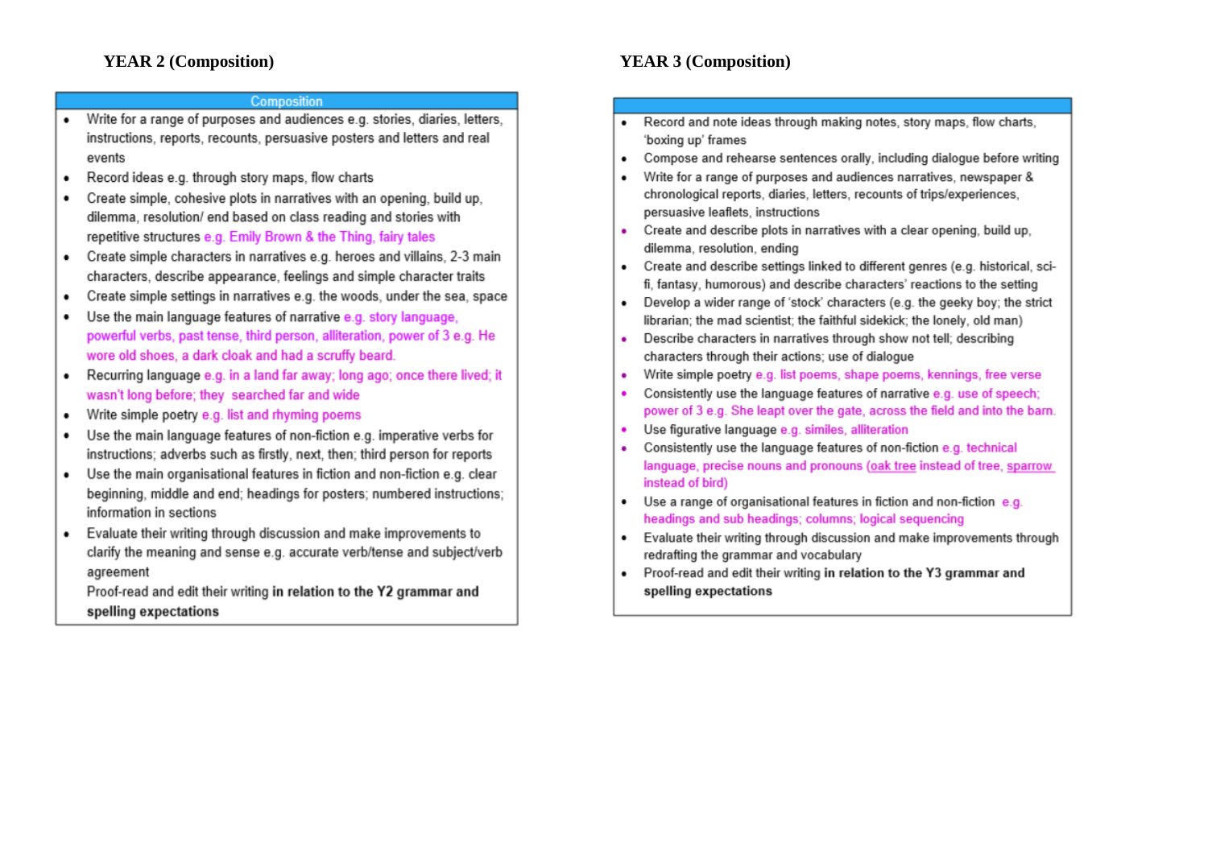## YEAR 2 (Composition)

| Composition |
|---|
| <ul><li>Write for a range of purposes and audiences e.g. stories, diaries, letters, instructions, reports, recounts, persuasive posters and letters and real events</li><li>Record ideas e.g. through story maps, flow charts</li><li>Create simple, cohesive plots in narratives with an opening, build up, dilemma, resolution/ end based on class reading and stories with repetitive structures e.g. Emily Brown & the Thing, fairy tales</li><li>Create simple characters in narratives e.g. heroes and villains, 2-3 main characters, describe appearance, feelings and simple character traits</li><li>Create simple settings in narratives e.g. the woods, under the sea, space</li><li>Use the main language features of narrative e.g. story language, powerful verbs, past tense, third person, alliteration, power of 3 e.g. He wore old shoes, a dark cloak and had a scruffy beard.</li><li>Recurring language e.g. in a land far away; long ago; once there lived; it wasn't long before; they searched far and wide</li><li>Write simple poetry e.g. list and rhyming poems</li><li>Use the main language features of non-fiction e.g. imperative verbs for instructions; adverbs such as firstly, next, then; third person for reports</li><li>Use the main organisational features in fiction and non-fiction e.g. clear beginning, middle and end; headings for posters; numbered instructions; information in sections</li><li>Evaluate their writing through discussion and make improvements to clarify the meaning and sense e.g. accurate verb/tense and subject/verb agreement<br>Proof-read and edit their writing **in relation to the Y2 grammar and spelling expectations**</li></ul> |

## YEAR 3 (Composition)

| |
|---|
| <ul><li>Record and note ideas through making notes, story maps, flow charts, 'boxing up' frames</li><li>Compose and rehearse sentences orally, including dialogue before writing</li><li>Write for a range of purposes and audiences narratives, newspaper & chronological reports, diaries, letters, recounts of trips/experiences, persuasive leaflets, instructions</li><li>Create and describe plots in narratives with a clear opening, build up, dilemma, resolution, ending</li><li>Create and describe settings linked to different genres (e.g. historical, sci-fi, fantasy, humorous) and describe characters' reactions to the setting</li><li>Develop a wider range of 'stock' characters (e.g. the geeky boy; the strict librarian; the mad scientist; the faithful sidekick; the lonely, old man)</li><li>Describe characters in narratives through show not tell; describing characters through their actions; use of dialogue</li><li>Write simple poetry e.g. list poems, shape poems, kennings, free verse</li><li>Consistently use the language features of narrative e.g. use of speech; power of 3 e.g. She leapt over the gate, across the field and into the barn.</li><li>Use figurative language e.g. similes, alliteration</li><li>Consistently use the language features of non-fiction e.g. technical language, precise nouns and pronouns (oak tree instead of tree, sparrow instead of bird)</li><li>Use a range of organisational features in fiction and non-fiction e.g. headings and sub headings; columns; logical sequencing</li><li>Evaluate their writing through discussion and make improvements through redrafting the grammar and vocabulary</li><li>Proof-read and edit their writing **in relation to the Y3 grammar and spelling expectations**</li></ul> |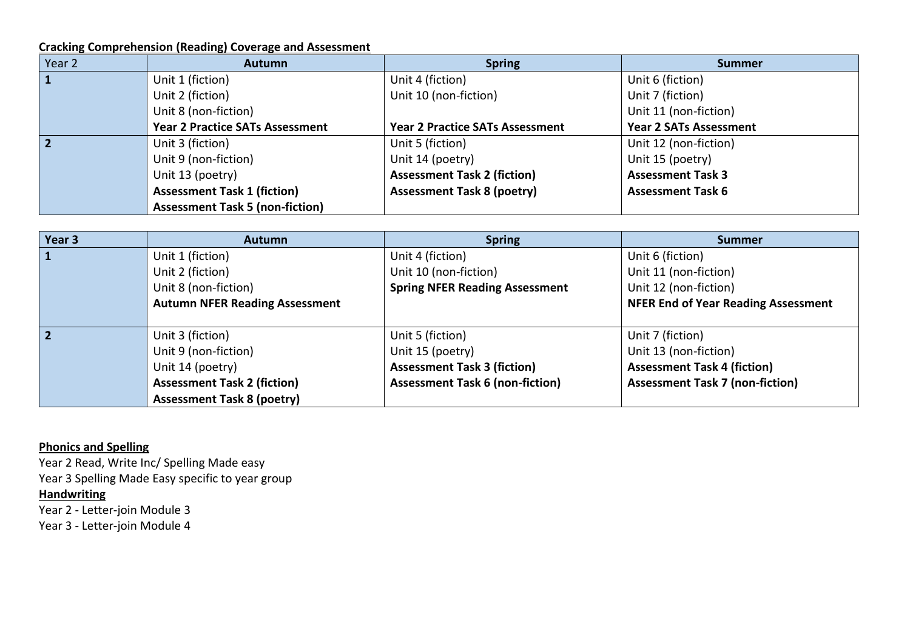**Cracking Comprehension (Reading) Coverage and Assessment**

| Year 2 | Autumn | Spring | Summer |
|---|---|---|---|
| **1** | Unit 1 (fiction)<br>Unit 2 (fiction)<br>Unit 8 (non-fiction)<br>**Year 2 Practice SATs Assessment** | Unit 4 (fiction)<br>Unit 10 (non-fiction)<br><br>**Year 2 Practice SATs Assessment** | Unit 6 (fiction)<br>Unit 7 (fiction)<br>Unit 11 (non-fiction)<br>**Year 2 SATs Assessment** |
| **2** | Unit 3 (fiction)<br>Unit 9 (non-fiction)<br>Unit 13 (poetry)<br>**Assessment Task 1 (fiction)**<br>**Assessment Task 5 (non-fiction)** | Unit 5 (fiction)<br>Unit 14 (poetry)<br>**Assessment Task 2 (fiction)**<br>**Assessment Task 8 (poetry)** | Unit 12 (non-fiction)<br>Unit 15 (poetry)<br>**Assessment Task 3**<br>**Assessment Task 6** |

| **Year 3** | Autumn | Spring | Summer |
|---|---|---|---|
| **1** | Unit 1 (fiction)<br>Unit 2 (fiction)<br>Unit 8 (non-fiction)<br>**Autumn NFER Reading Assessment** | Unit 4 (fiction)<br>Unit 10 (non-fiction)<br>**Spring NFER Reading Assessment** | Unit 6 (fiction)<br>Unit 11 (non-fiction)<br>Unit 12 (non-fiction)<br>**NFER End of Year Reading Assessment** |
| **2** | Unit 3 (fiction)<br>Unit 9 (non-fiction)<br>Unit 14 (poetry)<br>**Assessment Task 2 (fiction)**<br>**Assessment Task 8 (poetry)** | Unit 5 (fiction)<br>Unit 15 (poetry)<br>**Assessment Task 3 (fiction)**<br>**Assessment Task 6 (non-fiction)** | Unit 7 (fiction)<br>Unit 13 (non-fiction)<br>**Assessment Task 4 (fiction)**<br>**Assessment Task 7 (non-fiction)** |

**Phonics and Spelling**

Year 2 Read, Write Inc/ Spelling Made easy

Year 3 Spelling Made Easy specific to year group

**Handwriting**

Year 2 - Letter-join Module 3

Year 3 - Letter-join Module 4